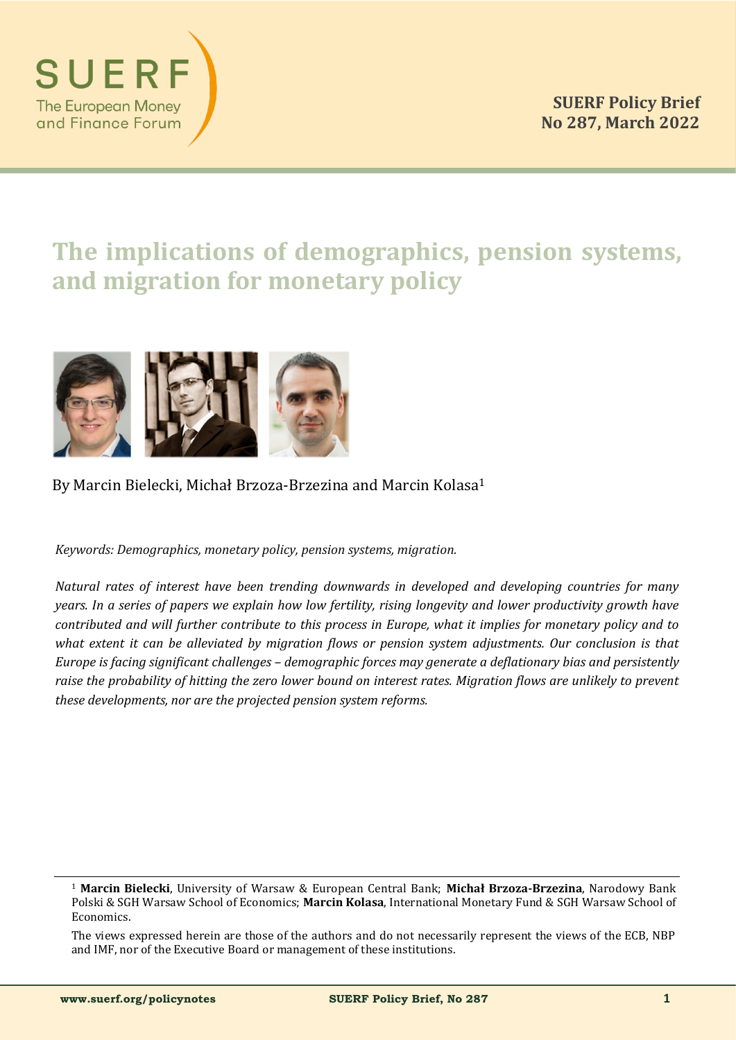SUERF
The European Money and Finance Forum

**SUERF Policy Brief**
**No 287, March 2022**

# The implications of demographics, pension systems, and migration for monetary policy

By Marcin Bielecki, Michał Brzoza-Brzezina and Marcin Kolasa[1]

*Keywords: Demographics, monetary policy, pension systems, migration.*

*Natural rates of interest have been trending downwards in developed and developing countries for many years. In a series of papers we explain how low fertility, rising longevity and lower productivity growth have contributed and will further contribute to this process in Europe, what it implies for monetary policy and to what extent it can be alleviated by migration flows or pension system adjustments. Our conclusion is that Europe is facing significant challenges – demographic forces may generate a deflationary bias and persistently raise the probability of hitting the zero lower bound on interest rates. Migration flows are unlikely to prevent these developments, nor are the projected pension system reforms.*

---

[1] **Marcin Bielecki**, University of Warsaw & European Central Bank; **Michał Brzoza-Brzezina**, Narodowy Bank Polski & SGH Warsaw School of Economics; **Marcin Kolasa**, International Monetary Fund & SGH Warsaw School of Economics.

The views expressed herein are those of the authors and do not necessarily represent the views of the ECB, NBP and IMF, nor of the Executive Board or management of these institutions.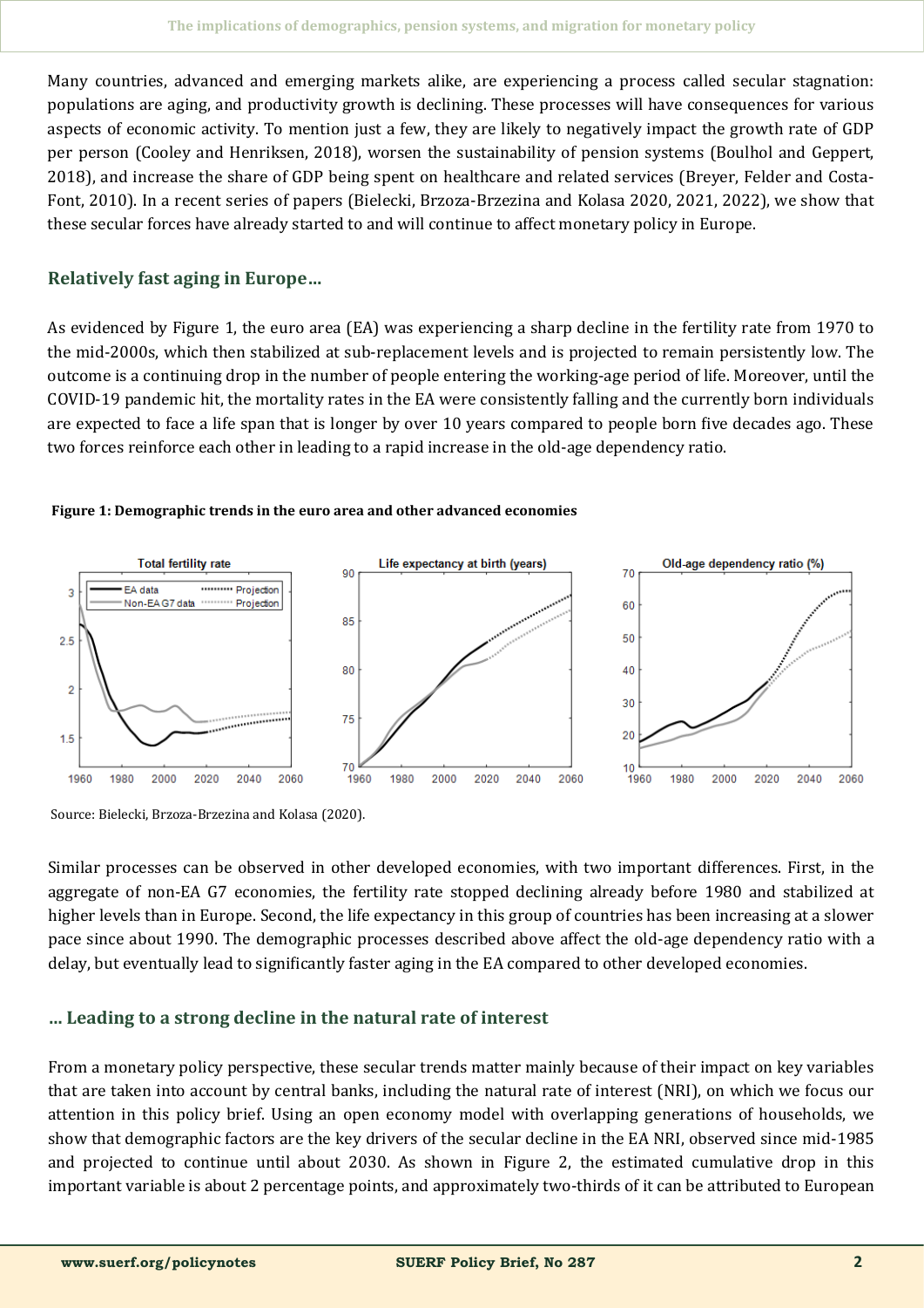Many countries, advanced and emerging markets alike, are experiencing a process called secular stagnation: populations are aging, and productivity growth is declining. These processes will have consequences for various aspects of economic activity. To mention just a few, they are likely to negatively impact the growth rate of GDP per person (Cooley and Henriksen, 2018), worsen the sustainability of pension systems (Boulhol and Geppert, 2018), and increase the share of GDP being spent on healthcare and related services (Breyer, Felder and Costa-Font, 2010). In a recent series of papers (Bielecki, Brzoza-Brzezina and Kolasa 2020, 2021, 2022), we show that these secular forces have already started to and will continue to affect monetary policy in Europe.

## Relatively fast aging in Europe…

As evidenced by Figure 1, the euro area (EA) was experiencing a sharp decline in the fertility rate from 1970 to the mid-2000s, which then stabilized at sub-replacement levels and is projected to remain persistently low. The outcome is a continuing drop in the number of people entering the working-age period of life. Moreover, until the COVID-19 pandemic hit, the mortality rates in the EA were consistently falling and the currently born individuals are expected to face a life span that is longer by over 10 years compared to people born five decades ago. These two forces reinforce each other in leading to a rapid increase in the old-age dependency ratio.

**Figure 1: Demographic trends in the euro area and other advanced economies**

Source: Bielecki, Brzoza-Brzezina and Kolasa (2020).

Similar processes can be observed in other developed economies, with two important differences. First, in the aggregate of non-EA G7 economies, the fertility rate stopped declining already before 1980 and stabilized at higher levels than in Europe. Second, the life expectancy in this group of countries has been increasing at a slower pace since about 1990. The demographic processes described above affect the old-age dependency ratio with a delay, but eventually lead to significantly faster aging in the EA compared to other developed economies.

## … Leading to a strong decline in the natural rate of interest

From a monetary policy perspective, these secular trends matter mainly because of their impact on key variables that are taken into account by central banks, including the natural rate of interest (NRI), on which we focus our attention in this policy brief. Using an open economy model with overlapping generations of households, we show that demographic factors are the key drivers of the secular decline in the EA NRI, observed since mid-1985 and projected to continue until about 2030. As shown in Figure 2, the estimated cumulative drop in this important variable is about 2 percentage points, and approximately two-thirds of it can be attributed to European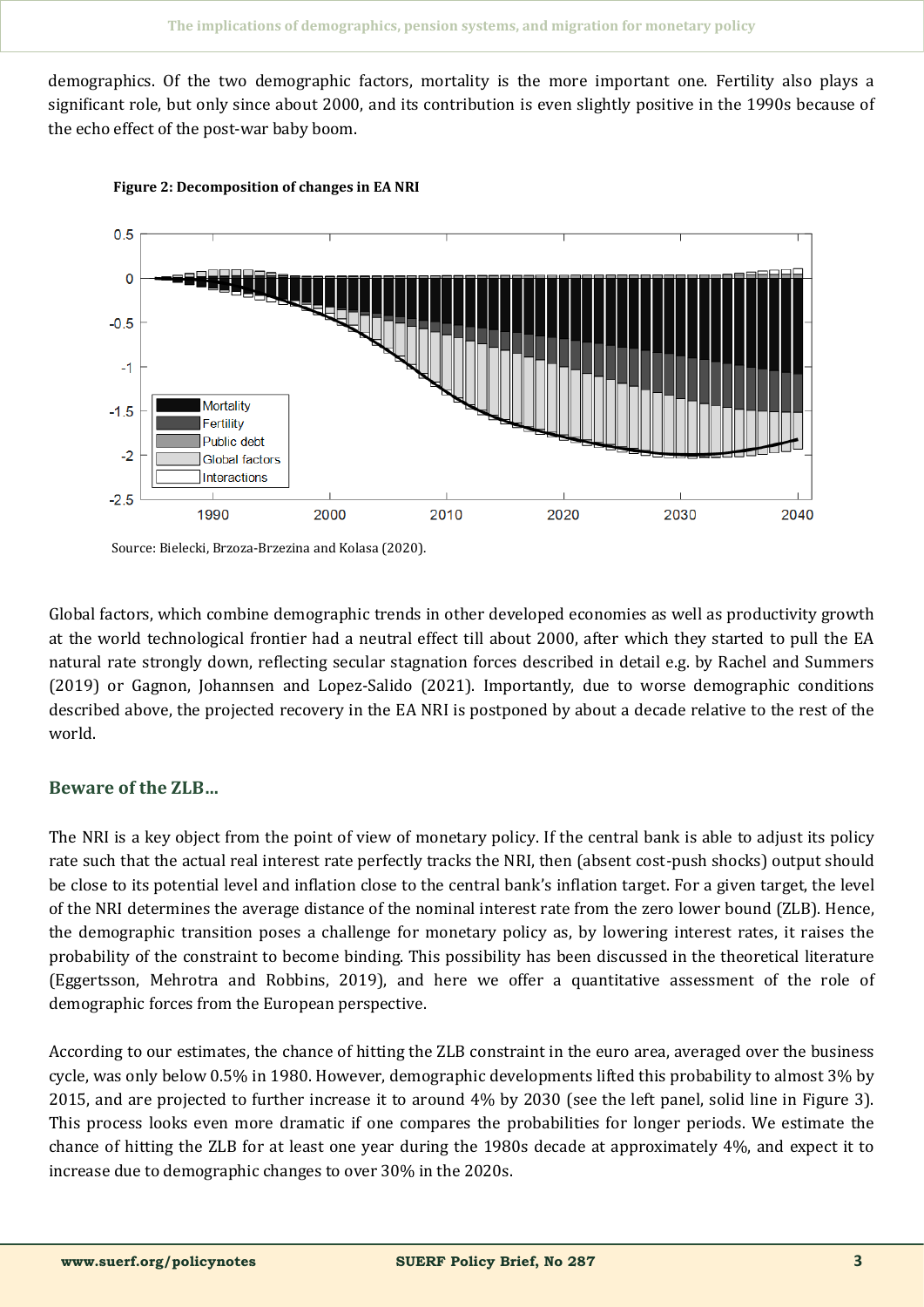demographics. Of the two demographic factors, mortality is the more important one. Fertility also plays a significant role, but only since about 2000, and its contribution is even slightly positive in the 1990s because of the echo effect of the post-war baby boom.

**Figure 2: Decomposition of changes in EA NRI**

Source: Bielecki, Brzoza-Brzezina and Kolasa (2020).

Global factors, which combine demographic trends in other developed economies as well as productivity growth at the world technological frontier had a neutral effect till about 2000, after which they started to pull the EA natural rate strongly down, reflecting secular stagnation forces described in detail e.g. by Rachel and Summers (2019) or Gagnon, Johannsen and Lopez-Salido (2021). Importantly, due to worse demographic conditions described above, the projected recovery in the EA NRI is postponed by about a decade relative to the rest of the world.

## Beware of the ZLB…

The NRI is a key object from the point of view of monetary policy. If the central bank is able to adjust its policy rate such that the actual real interest rate perfectly tracks the NRI, then (absent cost-push shocks) output should be close to its potential level and inflation close to the central bank's inflation target. For a given target, the level of the NRI determines the average distance of the nominal interest rate from the zero lower bound (ZLB). Hence, the demographic transition poses a challenge for monetary policy as, by lowering interest rates, it raises the probability of the constraint to become binding. This possibility has been discussed in the theoretical literature (Eggertsson, Mehrotra and Robbins, 2019), and here we offer a quantitative assessment of the role of demographic forces from the European perspective.

According to our estimates, the chance of hitting the ZLB constraint in the euro area, averaged over the business cycle, was only below 0.5% in 1980. However, demographic developments lifted this probability to almost 3% by 2015, and are projected to further increase it to around 4% by 2030 (see the left panel, solid line in Figure 3). This process looks even more dramatic if one compares the probabilities for longer periods. We estimate the chance of hitting the ZLB for at least one year during the 1980s decade at approximately 4%, and expect it to increase due to demographic changes to over 30% in the 2020s.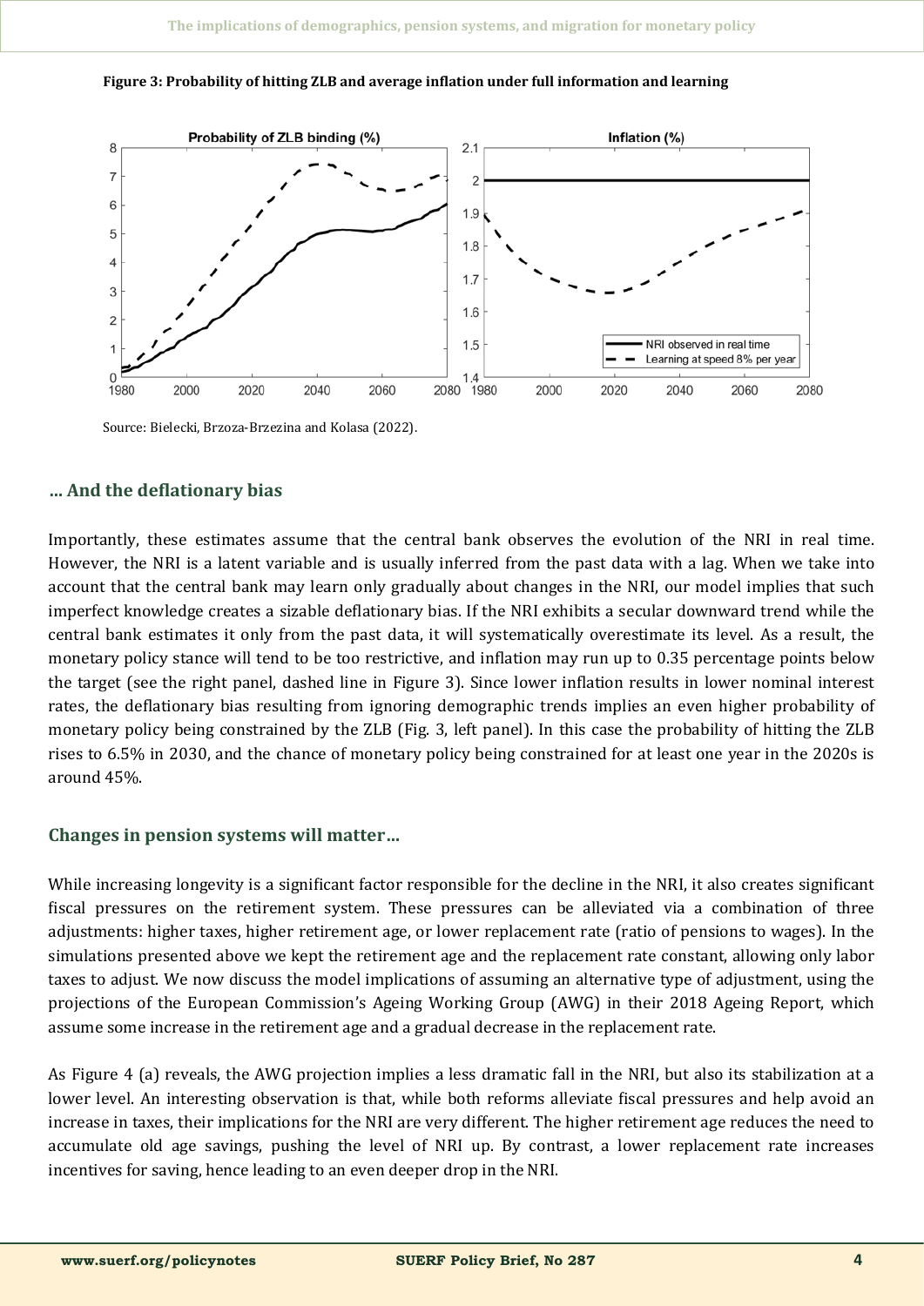**Figure 3: Probability of hitting ZLB and average inflation under full information and learning**

Source: Bielecki, Brzoza-Brzezina and Kolasa (2022).

### … And the deflationary bias

Importantly, these estimates assume that the central bank observes the evolution of the NRI in real time. However, the NRI is a latent variable and is usually inferred from the past data with a lag. When we take into account that the central bank may learn only gradually about changes in the NRI, our model implies that such imperfect knowledge creates a sizable deflationary bias. If the NRI exhibits a secular downward trend while the central bank estimates it only from the past data, it will systematically overestimate its level. As a result, the monetary policy stance will tend to be too restrictive, and inflation may run up to 0.35 percentage points below the target (see the right panel, dashed line in Figure 3). Since lower inflation results in lower nominal interest rates, the deflationary bias resulting from ignoring demographic trends implies an even higher probability of monetary policy being constrained by the ZLB (Fig. 3, left panel). In this case the probability of hitting the ZLB rises to 6.5% in 2030, and the chance of monetary policy being constrained for at least one year in the 2020s is around 45%.

### Changes in pension systems will matter…

While increasing longevity is a significant factor responsible for the decline in the NRI, it also creates significant fiscal pressures on the retirement system. These pressures can be alleviated via a combination of three adjustments: higher taxes, higher retirement age, or lower replacement rate (ratio of pensions to wages). In the simulations presented above we kept the retirement age and the replacement rate constant, allowing only labor taxes to adjust. We now discuss the model implications of assuming an alternative type of adjustment, using the projections of the European Commission's Ageing Working Group (AWG) in their 2018 Ageing Report, which assume some increase in the retirement age and a gradual decrease in the replacement rate.

As Figure 4 (a) reveals, the AWG projection implies a less dramatic fall in the NRI, but also its stabilization at a lower level. An interesting observation is that, while both reforms alleviate fiscal pressures and help avoid an increase in taxes, their implications for the NRI are very different. The higher retirement age reduces the need to accumulate old age savings, pushing the level of NRI up. By contrast, a lower replacement rate increases incentives for saving, hence leading to an even deeper drop in the NRI.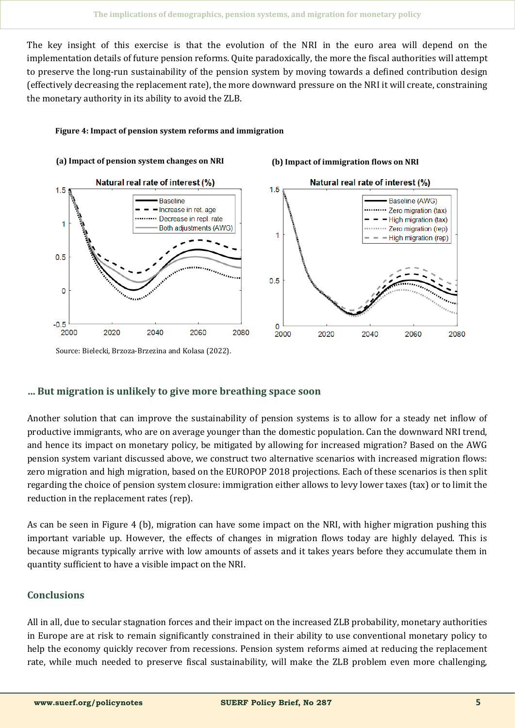The key insight of this exercise is that the evolution of the NRI in the euro area will depend on the implementation details of future pension reforms. Quite paradoxically, the more the fiscal authorities will attempt to preserve the long-run sustainability of the pension system by moving towards a defined contribution design (effectively decreasing the replacement rate), the more downward pressure on the NRI it will create, constraining the monetary authority in its ability to avoid the ZLB.

**Figure 4: Impact of pension system reforms and immigration**

**(a) Impact of pension system changes on NRI**

**(b) Impact of immigration flows on NRI**

Source: Bielecki, Brzoza-Brzezina and Kolasa (2022).

## … But migration is unlikely to give more breathing space soon

Another solution that can improve the sustainability of pension systems is to allow for a steady net inflow of productive immigrants, who are on average younger than the domestic population. Can the downward NRI trend, and hence its impact on monetary policy, be mitigated by allowing for increased migration? Based on the AWG pension system variant discussed above, we construct two alternative scenarios with increased migration flows: zero migration and high migration, based on the EUROPOP 2018 projections. Each of these scenarios is then split regarding the choice of pension system closure: immigration either allows to levy lower taxes (tax) or to limit the reduction in the replacement rates (rep).

As can be seen in Figure 4 (b), migration can have some impact on the NRI, with higher migration pushing this important variable up. However, the effects of changes in migration flows today are highly delayed. This is because migrants typically arrive with low amounts of assets and it takes years before they accumulate them in quantity sufficient to have a visible impact on the NRI.

## Conclusions

All in all, due to secular stagnation forces and their impact on the increased ZLB probability, monetary authorities in Europe are at risk to remain significantly constrained in their ability to use conventional monetary policy to help the economy quickly recover from recessions. Pension system reforms aimed at reducing the replacement rate, while much needed to preserve fiscal sustainability, will make the ZLB problem even more challenging,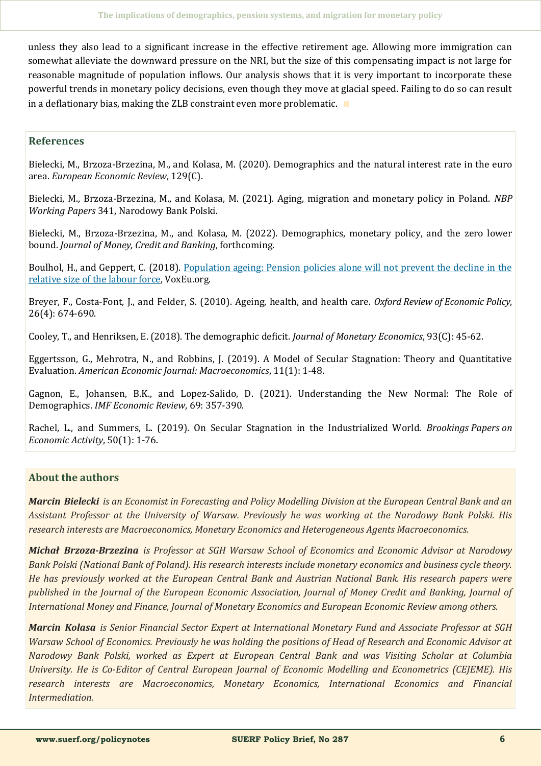unless they also lead to a significant increase in the effective retirement age. Allowing more immigration can somewhat alleviate the downward pressure on the NRI, but the size of this compensating impact is not large for reasonable magnitude of population inflows. Our analysis shows that it is very important to incorporate these powerful trends in monetary policy decisions, even though they move at glacial speed. Failing to do so can result in a deflationary bias, making the ZLB constraint even more problematic.

## References

Bielecki, M., Brzoza-Brzezina, M., and Kolasa, M. (2020). Demographics and the natural interest rate in the euro area. *European Economic Review*, 129(C).

Bielecki, M., Brzoza-Brzezina, M., and Kolasa, M. (2021). Aging, migration and monetary policy in Poland. *NBP Working Papers* 341, Narodowy Bank Polski.

Bielecki, M., Brzoza-Brzezina, M., and Kolasa, M. (2022). Demographics, monetary policy, and the zero lower bound. *Journal of Money, Credit and Banking*, forthcoming.

Boulhol, H., and Geppert, C. (2018). Population ageing: Pension policies alone will not prevent the decline in the relative size of the labour force, VoxEu.org.

Breyer, F., Costa-Font, J., and Felder, S. (2010). Ageing, health, and health care. *Oxford Review of Economic Policy*, 26(4): 674-690.

Cooley, T., and Henriksen, E. (2018). The demographic deficit. *Journal of Monetary Economics*, 93(C): 45-62.

Eggertsson, G., Mehrotra, N., and Robbins, J. (2019). A Model of Secular Stagnation: Theory and Quantitative Evaluation. *American Economic Journal: Macroeconomics*, 11(1): 1-48.

Gagnon, E., Johansen, B.K., and Lopez-Salido, D. (2021). Understanding the New Normal: The Role of Demographics. *IMF Economic Review*, 69: 357-390.

Rachel, L., and Summers, L. (2019). On Secular Stagnation in the Industrialized World. *Brookings Papers on Economic Activity*, 50(1): 1-76.

## About the authors

***Marcin Bielecki*** *is an Economist in Forecasting and Policy Modelling Division at the European Central Bank and an Assistant Professor at the University of Warsaw. Previously he was working at the Narodowy Bank Polski. His research interests are Macroeconomics, Monetary Economics and Heterogeneous Agents Macroeconomics.*

***Michał Brzoza-Brzezina*** *is Professor at SGH Warsaw School of Economics and Economic Advisor at Narodowy Bank Polski (National Bank of Poland). His research interests include monetary economics and business cycle theory. He has previously worked at the European Central Bank and Austrian National Bank. His research papers were published in the Journal of the European Economic Association, Journal of Money Credit and Banking, Journal of International Money and Finance, Journal of Monetary Economics and European Economic Review among others.*

***Marcin Kolasa*** *is Senior Financial Sector Expert at International Monetary Fund and Associate Professor at SGH Warsaw School of Economics. Previously he was holding the positions of Head of Research and Economic Advisor at Narodowy Bank Polski, worked as Expert at European Central Bank and was Visiting Scholar at Columbia University. He is Co-Editor of Central European Journal of Economic Modelling and Econometrics (CEJEME). His research interests are Macroeconomics, Monetary Economics, International Economics and Financial Intermediation.*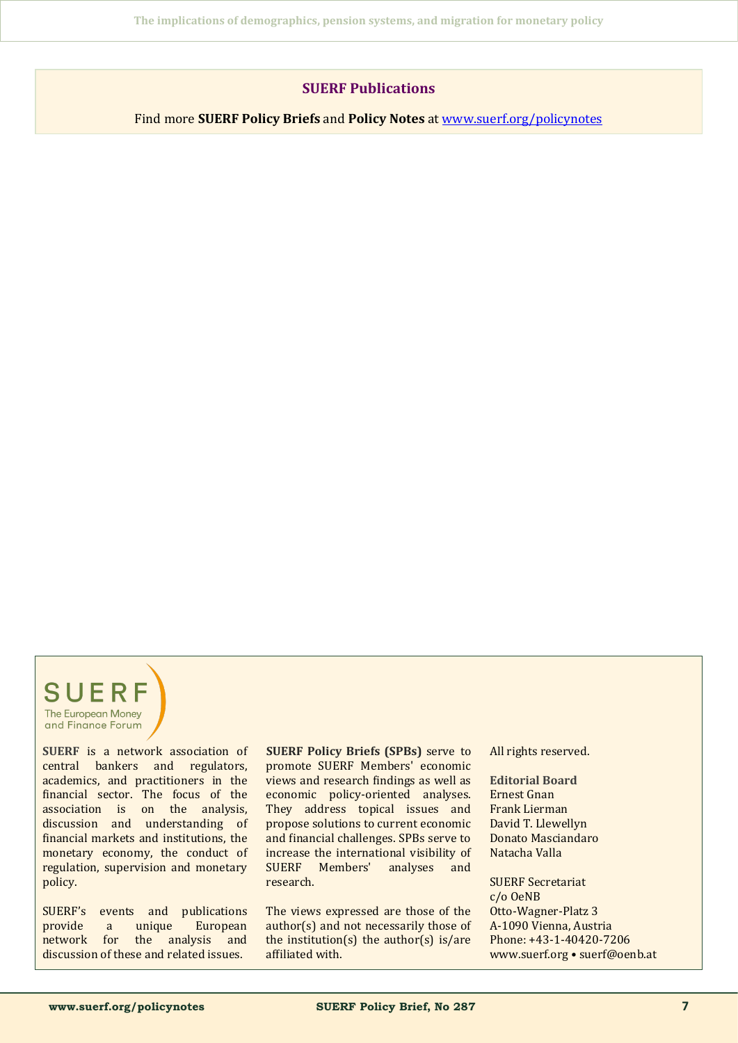**SUERF Publications**

Find more **SUERF Policy Briefs** and **Policy Notes** at www.suerf.org/policynotes

SUERF
The European Money and Finance Forum

**SUERF** is a network association of central bankers and regulators, academics, and practitioners in the financial sector. The focus of the association is on the analysis, discussion and understanding of financial markets and institutions, the monetary economy, the conduct of regulation, supervision and monetary policy.

SUERF's events and publications provide a unique European network for the analysis and discussion of these and related issues.

**SUERF Policy Briefs (SPBs)** serve to promote SUERF Members' economic views and research findings as well as economic policy-oriented analyses. They address topical issues and propose solutions to current economic and financial challenges. SPBs serve to increase the international visibility of SUERF Members' analyses and research.

The views expressed are those of the author(s) and not necessarily those of the institution(s) the author(s) is/are affiliated with.

All rights reserved.

**Editorial Board**
Ernest Gnan
Frank Lierman
David T. Llewellyn
Donato Masciandaro
Natacha Valla

SUERF Secretariat
c/o OeNB
Otto-Wagner-Platz 3
A-1090 Vienna, Austria
Phone: +43-1-40420-7206
www.suerf.org • suerf@oenb.at